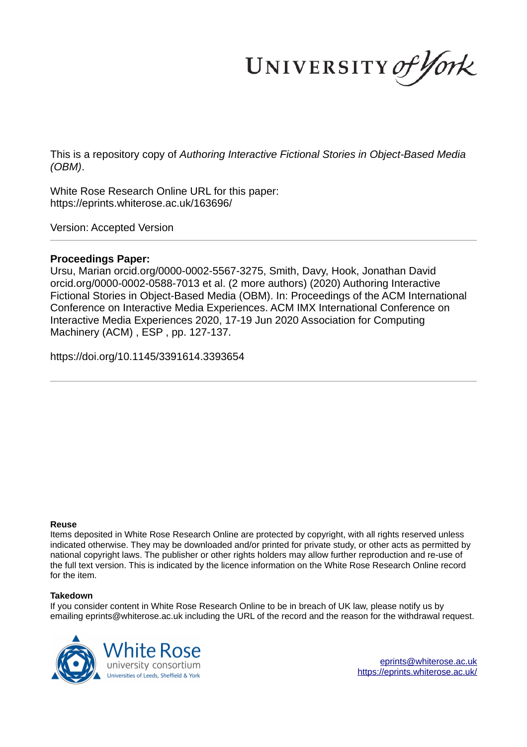UNIVERSITY *of York*

This is a repository copy of *Authoring Interactive Fictional Stories in Object-Based Media (OBM)*.

White Rose Research Online URL for this paper:
https://eprints.whiterose.ac.uk/163696/

Version: Accepted Version

---

**Proceedings Paper:**

Ursu, Marian orcid.org/0000-0002-5567-3275, Smith, Davy, Hook, Jonathan David orcid.org/0000-0002-0588-7013 et al. (2 more authors) (2020) Authoring Interactive Fictional Stories in Object-Based Media (OBM). In: Proceedings of the ACM International Conference on Interactive Media Experiences. ACM IMX International Conference on Interactive Media Experiences 2020, 17-19 Jun 2020 Association for Computing Machinery (ACM) , ESP , pp. 127-137.

https://doi.org/10.1145/3391614.3393654

---

**Reuse**

Items deposited in White Rose Research Online are protected by copyright, with all rights reserved unless indicated otherwise. They may be downloaded and/or printed for private study, or other acts as permitted by national copyright laws. The publisher or other rights holders may allow further reproduction and re-use of the full text version. This is indicated by the licence information on the White Rose Research Online record for the item.

**Takedown**

If you consider content in White Rose Research Online to be in breach of UK law, please notify us by emailing eprints@whiterose.ac.uk including the URL of the record and the reason for the withdrawal request.

White Rose university consortium
Universities of Leeds, Sheffield & York

eprints@whiterose.ac.uk
https://eprints.whiterose.ac.uk/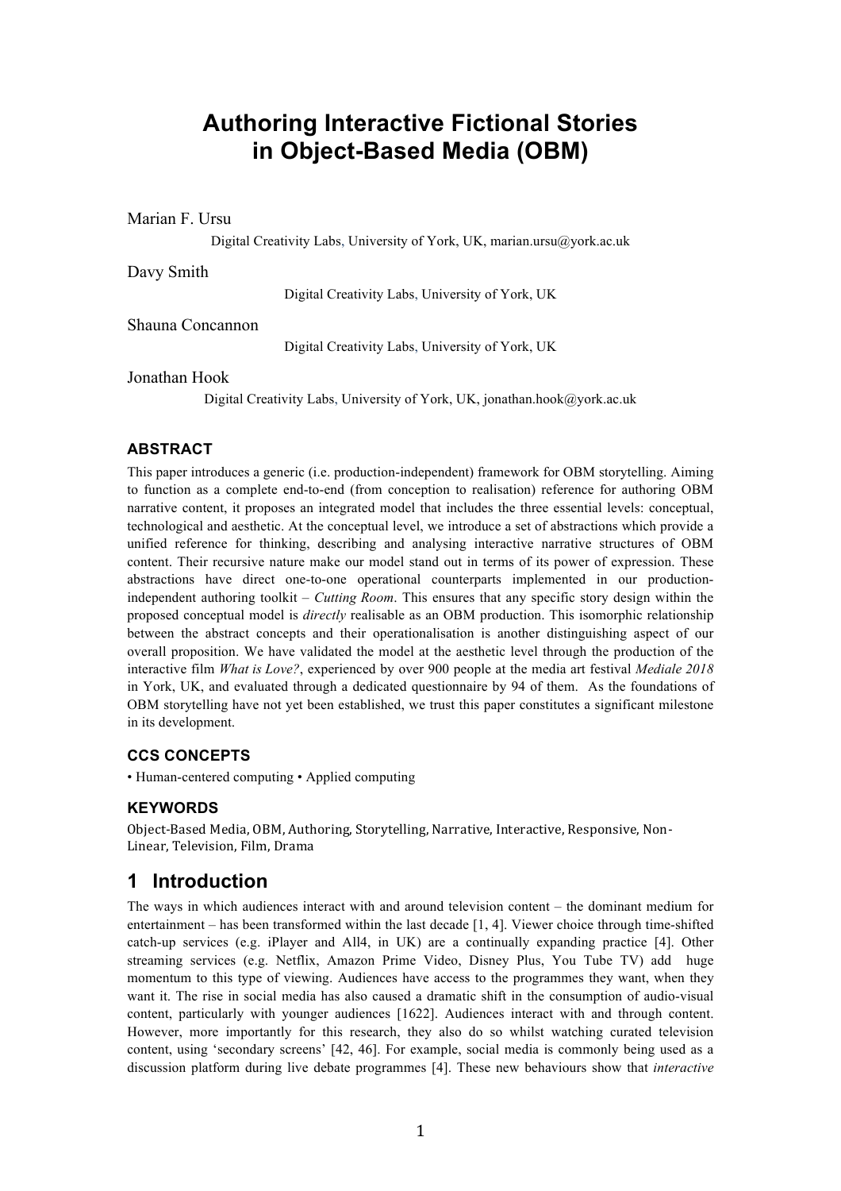// Authoring Interactive Fictional Stories in Object-Based Media (OBM)

Marian F. Ursu

Digital Creativity Labs, University of York, UK, marian.ursu@york.ac.uk

Davy Smith

Digital Creativity Labs, University of York, UK

Shauna Concannon

Digital Creativity Labs, University of York, UK

Jonathan Hook

Digital Creativity Labs, University of York, UK, jonathan.hook@york.ac.uk

### ABSTRACT

This paper introduces a generic (i.e. production-independent) framework for OBM storytelling. Aiming to function as a complete end-to-end (from conception to realisation) reference for authoring OBM narrative content, it proposes an integrated model that includes the three essential levels: conceptual, technological and aesthetic. At the conceptual level, we introduce a set of abstractions which provide a unified reference for thinking, describing and analysing interactive narrative structures of OBM content. Their recursive nature make our model stand out in terms of its power of expression. These abstractions have direct one-to-one operational counterparts implemented in our production-independent authoring toolkit – *Cutting Room*. This ensures that any specific story design within the proposed conceptual model is *directly* realisable as an OBM production. This isomorphic relationship between the abstract concepts and their operationalisation is another distinguishing aspect of our overall proposition. We have validated the model at the aesthetic level through the production of the interactive film *What is Love?*, experienced by over 900 people at the media art festival *Mediale 2018* in York, UK, and evaluated through a dedicated questionnaire by 94 of them. As the foundations of OBM storytelling have not yet been established, we trust this paper constitutes a significant milestone in its development.

### CCS CONCEPTS

• Human-centered computing • Applied computing

### KEYWORDS

Object-Based Media, OBM, Authoring, Storytelling, Narrative, Interactive, Responsive, Non-Linear, Television, Film, Drama

## 1 Introduction

The ways in which audiences interact with and around television content – the dominant medium for entertainment – has been transformed within the last decade [1, 4]. Viewer choice through time-shifted catch-up services (e.g. iPlayer and All4, in UK) are a continually expanding practice [4]. Other streaming services (e.g. Netflix, Amazon Prime Video, Disney Plus, You Tube TV) add huge momentum to this type of viewing. Audiences have access to the programmes they want, when they want it. The rise in social media has also caused a dramatic shift in the consumption of audio-visual content, particularly with younger audiences [1622]. Audiences interact with and through content. However, more importantly for this research, they also do so whilst watching curated television content, using 'secondary screens' [42, 46]. For example, social media is commonly being used as a discussion platform during live debate programmes [4]. These new behaviours show that *interactive*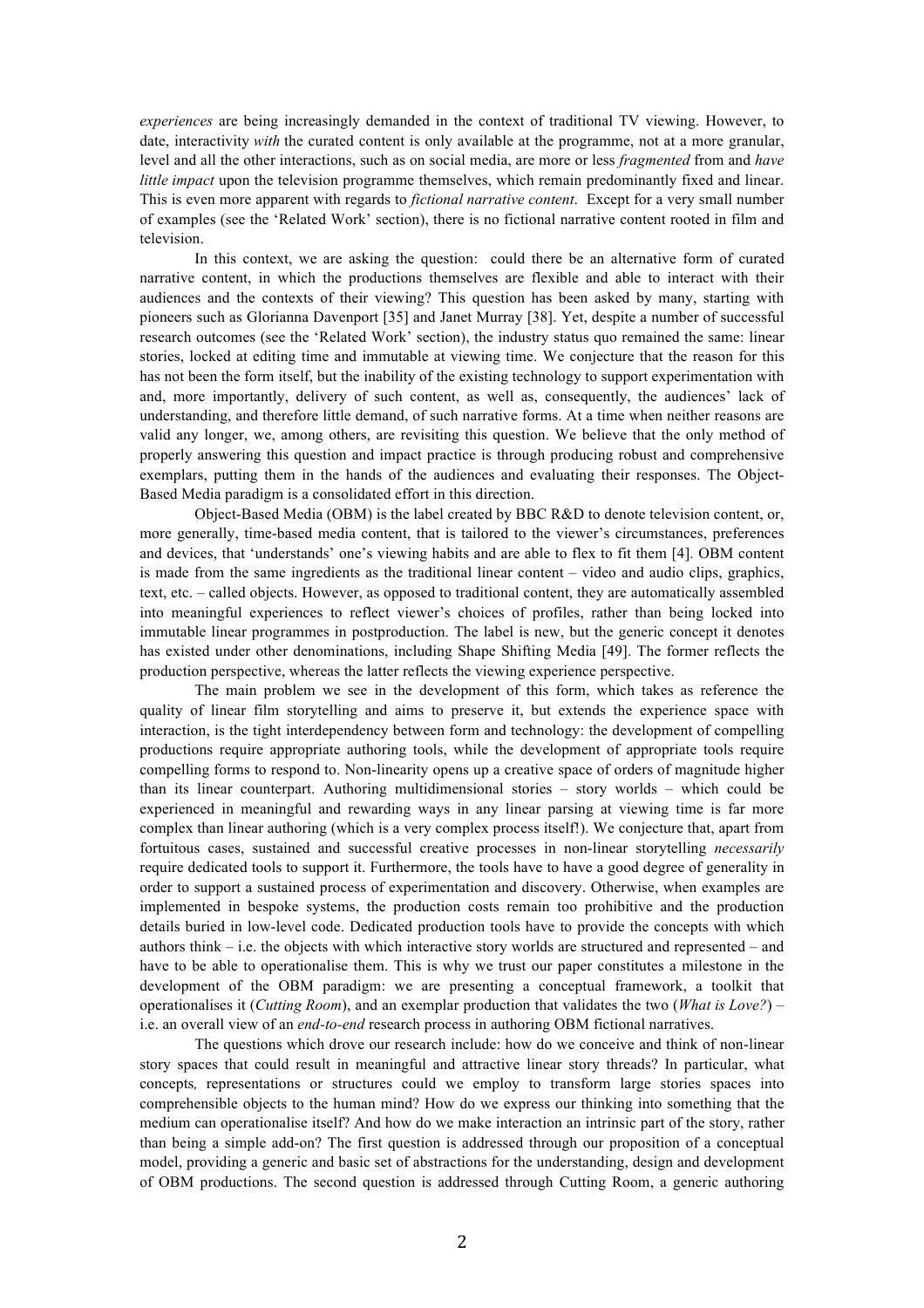*experiences* are being increasingly demanded in the context of traditional TV viewing. However, to date, interactivity *with* the curated content is only available at the programme, not at a more granular, level and all the other interactions, such as on social media, are more or less *fragmented* from and *have little impact* upon the television programme themselves, which remain predominantly fixed and linear. This is even more apparent with regards to *fictional narrative content*. Except for a very small number of examples (see the 'Related Work' section), there is no fictional narrative content rooted in film and television.

In this context, we are asking the question: could there be an alternative form of curated narrative content, in which the productions themselves are flexible and able to interact with their audiences and the contexts of their viewing? This question has been asked by many, starting with pioneers such as Glorianna Davenport [35] and Janet Murray [38]. Yet, despite a number of successful research outcomes (see the 'Related Work' section), the industry status quo remained the same: linear stories, locked at editing time and immutable at viewing time. We conjecture that the reason for this has not been the form itself, but the inability of the existing technology to support experimentation with and, more importantly, delivery of such content, as well as, consequently, the audiences' lack of understanding, and therefore little demand, of such narrative forms. At a time when neither reasons are valid any longer, we, among others, are revisiting this question. We believe that the only method of properly answering this question and impact practice is through producing robust and comprehensive exemplars, putting them in the hands of the audiences and evaluating their responses. The Object-Based Media paradigm is a consolidated effort in this direction.

Object-Based Media (OBM) is the label created by BBC R&D to denote television content, or, more generally, time-based media content, that is tailored to the viewer's circumstances, preferences and devices, that 'understands' one's viewing habits and are able to flex to fit them [4]. OBM content is made from the same ingredients as the traditional linear content – video and audio clips, graphics, text, etc. – called objects. However, as opposed to traditional content, they are automatically assembled into meaningful experiences to reflect viewer's choices of profiles, rather than being locked into immutable linear programmes in postproduction. The label is new, but the generic concept it denotes has existed under other denominations, including Shape Shifting Media [49]. The former reflects the production perspective, whereas the latter reflects the viewing experience perspective.

The main problem we see in the development of this form, which takes as reference the quality of linear film storytelling and aims to preserve it, but extends the experience space with interaction, is the tight interdependency between form and technology: the development of compelling productions require appropriate authoring tools, while the development of appropriate tools require compelling forms to respond to. Non-linearity opens up a creative space of orders of magnitude higher than its linear counterpart. Authoring multidimensional stories – story worlds – which could be experienced in meaningful and rewarding ways in any linear parsing at viewing time is far more complex than linear authoring (which is a very complex process itself!). We conjecture that, apart from fortuitous cases, sustained and successful creative processes in non-linear storytelling *necessarily* require dedicated tools to support it. Furthermore, the tools have to have a good degree of generality in order to support a sustained process of experimentation and discovery. Otherwise, when examples are implemented in bespoke systems, the production costs remain too prohibitive and the production details buried in low-level code. Dedicated production tools have to provide the concepts with which authors think – i.e. the objects with which interactive story worlds are structured and represented – and have to be able to operationalise them. This is why we trust our paper constitutes a milestone in the development of the OBM paradigm: we are presenting a conceptual framework, a toolkit that operationalises it (*Cutting Room*), and an exemplar production that validates the two (*What is Love?*) – i.e. an overall view of an *end-to-end* research process in authoring OBM fictional narratives.

The questions which drove our research include: how do we conceive and think of non-linear story spaces that could result in meaningful and attractive linear story threads? In particular, what concepts*,* representations or structures could we employ to transform large stories spaces into comprehensible objects to the human mind? How do we express our thinking into something that the medium can operationalise itself? And how do we make interaction an intrinsic part of the story, rather than being a simple add-on? The first question is addressed through our proposition of a conceptual model, providing a generic and basic set of abstractions for the understanding, design and development of OBM productions. The second question is addressed through Cutting Room, a generic authoring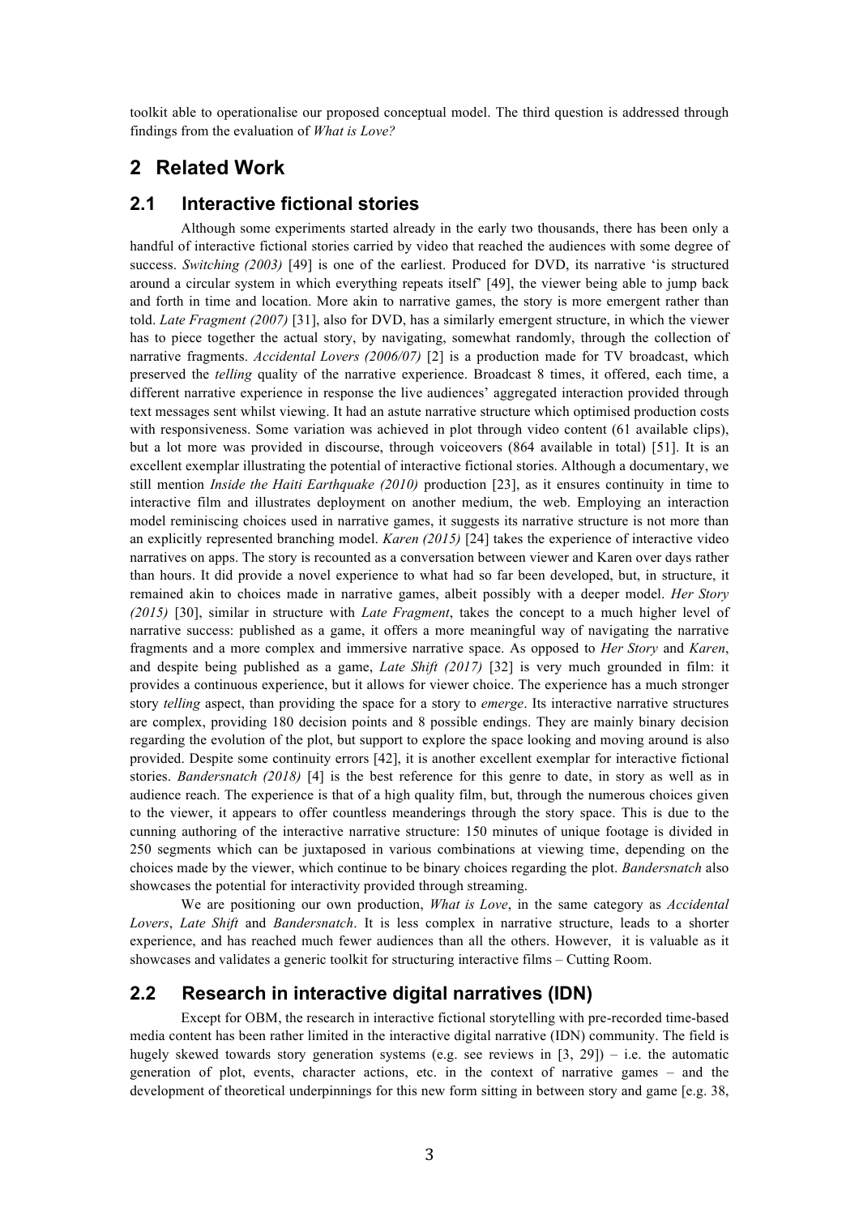toolkit able to operationalise our proposed conceptual model. The third question is addressed through findings from the evaluation of *What is Love?*

## 2 Related Work

### 2.1 Interactive fictional stories

Although some experiments started already in the early two thousands, there has been only a handful of interactive fictional stories carried by video that reached the audiences with some degree of success. *Switching (2003)* [49] is one of the earliest. Produced for DVD, its narrative 'is structured around a circular system in which everything repeats itself' [49], the viewer being able to jump back and forth in time and location. More akin to narrative games, the story is more emergent rather than told. *Late Fragment (2007)* [31], also for DVD, has a similarly emergent structure, in which the viewer has to piece together the actual story, by navigating, somewhat randomly, through the collection of narrative fragments. *Accidental Lovers (2006/07)* [2] is a production made for TV broadcast, which preserved the *telling* quality of the narrative experience. Broadcast 8 times, it offered, each time, a different narrative experience in response the live audiences' aggregated interaction provided through text messages sent whilst viewing. It had an astute narrative structure which optimised production costs with responsiveness. Some variation was achieved in plot through video content (61 available clips), but a lot more was provided in discourse, through voiceovers (864 available in total) [51]. It is an excellent exemplar illustrating the potential of interactive fictional stories. Although a documentary, we still mention *Inside the Haiti Earthquake (2010)* production [23], as it ensures continuity in time to interactive film and illustrates deployment on another medium, the web. Employing an interaction model reminiscing choices used in narrative games, it suggests its narrative structure is not more than an explicitly represented branching model. *Karen (2015)* [24] takes the experience of interactive video narratives on apps. The story is recounted as a conversation between viewer and Karen over days rather than hours. It did provide a novel experience to what had so far been developed, but, in structure, it remained akin to choices made in narrative games, albeit possibly with a deeper model. *Her Story (2015)* [30], similar in structure with *Late Fragment*, takes the concept to a much higher level of narrative success: published as a game, it offers a more meaningful way of navigating the narrative fragments and a more complex and immersive narrative space. As opposed to *Her Story* and *Karen*, and despite being published as a game, *Late Shift (2017)* [32] is very much grounded in film: it provides a continuous experience, but it allows for viewer choice. The experience has a much stronger story *telling* aspect, than providing the space for a story to *emerge*. Its interactive narrative structures are complex, providing 180 decision points and 8 possible endings. They are mainly binary decision regarding the evolution of the plot, but support to explore the space looking and moving around is also provided. Despite some continuity errors [42], it is another excellent exemplar for interactive fictional stories. *Bandersnatch (2018)* [4] is the best reference for this genre to date, in story as well as in audience reach. The experience is that of a high quality film, but, through the numerous choices given to the viewer, it appears to offer countless meanderings through the story space. This is due to the cunning authoring of the interactive narrative structure: 150 minutes of unique footage is divided in 250 segments which can be juxtaposed in various combinations at viewing time, depending on the choices made by the viewer, which continue to be binary choices regarding the plot. *Bandersnatch* also showcases the potential for interactivity provided through streaming.

We are positioning our own production, *What is Love*, in the same category as *Accidental Lovers*, *Late Shift* and *Bandersnatch*. It is less complex in narrative structure, leads to a shorter experience, and has reached much fewer audiences than all the others. However, it is valuable as it showcases and validates a generic toolkit for structuring interactive films – Cutting Room.

### 2.2 Research in interactive digital narratives (IDN)

Except for OBM, the research in interactive fictional storytelling with pre-recorded time-based media content has been rather limited in the interactive digital narrative (IDN) community. The field is hugely skewed towards story generation systems (e.g. see reviews in [3, 29]) – i.e. the automatic generation of plot, events, character actions, etc. in the context of narrative games – and the development of theoretical underpinnings for this new form sitting in between story and game [e.g. 38,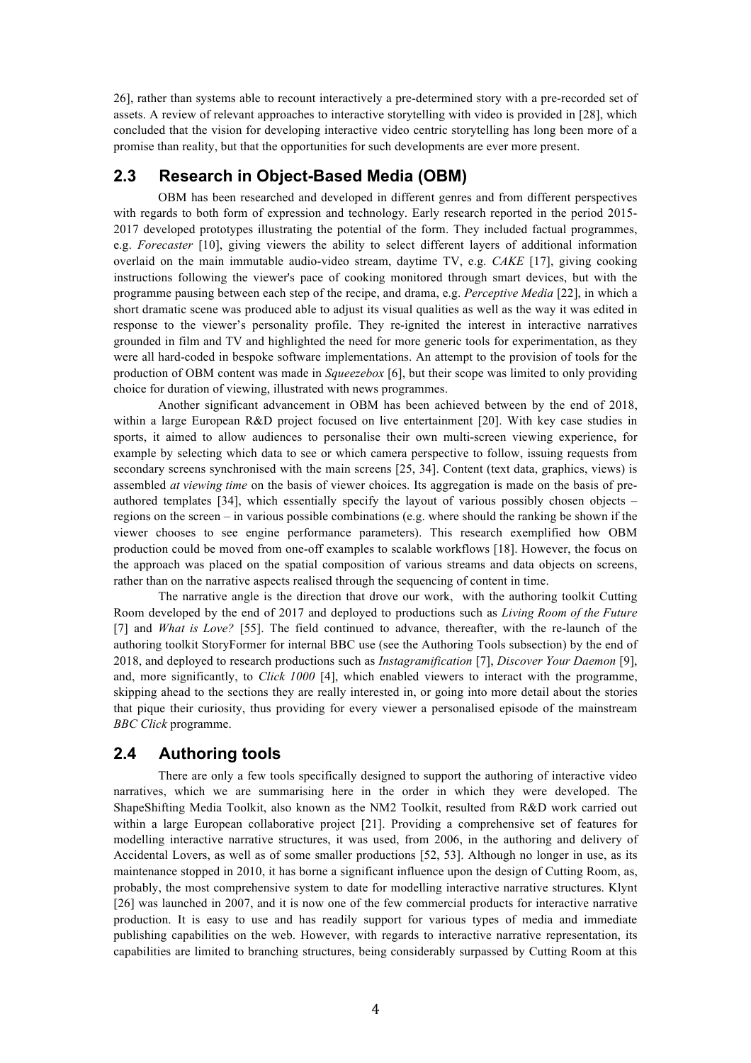26], rather than systems able to recount interactively a pre-determined story with a pre-recorded set of assets. A review of relevant approaches to interactive storytelling with video is provided in [28], which concluded that the vision for developing interactive video centric storytelling has long been more of a promise than reality, but that the opportunities for such developments are ever more present.

## 2.3 Research in Object-Based Media (OBM)

OBM has been researched and developed in different genres and from different perspectives with regards to both form of expression and technology. Early research reported in the period 2015-2017 developed prototypes illustrating the potential of the form. They included factual programmes, e.g. *Forecaster* [10], giving viewers the ability to select different layers of additional information overlaid on the main immutable audio-video stream, daytime TV, e.g. *CAKE* [17], giving cooking instructions following the viewer's pace of cooking monitored through smart devices, but with the programme pausing between each step of the recipe, and drama, e.g. *Perceptive Media* [22], in which a short dramatic scene was produced able to adjust its visual qualities as well as the way it was edited in response to the viewer's personality profile. They re-ignited the interest in interactive narratives grounded in film and TV and highlighted the need for more generic tools for experimentation, as they were all hard-coded in bespoke software implementations. An attempt to the provision of tools for the production of OBM content was made in *Squeezebox* [6], but their scope was limited to only providing choice for duration of viewing, illustrated with news programmes.

Another significant advancement in OBM has been achieved between by the end of 2018, within a large European R&D project focused on live entertainment [20]. With key case studies in sports, it aimed to allow audiences to personalise their own multi-screen viewing experience, for example by selecting which data to see or which camera perspective to follow, issuing requests from secondary screens synchronised with the main screens [25, 34]. Content (text data, graphics, views) is assembled *at viewing time* on the basis of viewer choices. Its aggregation is made on the basis of pre-authored templates [34], which essentially specify the layout of various possibly chosen objects – regions on the screen – in various possible combinations (e.g. where should the ranking be shown if the viewer chooses to see engine performance parameters). This research exemplified how OBM production could be moved from one-off examples to scalable workflows [18]. However, the focus on the approach was placed on the spatial composition of various streams and data objects on screens, rather than on the narrative aspects realised through the sequencing of content in time.

The narrative angle is the direction that drove our work, with the authoring toolkit Cutting Room developed by the end of 2017 and deployed to productions such as *Living Room of the Future* [7] and *What is Love?* [55]. The field continued to advance, thereafter, with the re-launch of the authoring toolkit StoryFormer for internal BBC use (see the Authoring Tools subsection) by the end of 2018, and deployed to research productions such as *Instagramification* [7], *Discover Your Daemon* [9], and, more significantly, to *Click 1000* [4], which enabled viewers to interact with the programme, skipping ahead to the sections they are really interested in, or going into more detail about the stories that pique their curiosity, thus providing for every viewer a personalised episode of the mainstream *BBC Click* programme.

## 2.4 Authoring tools

There are only a few tools specifically designed to support the authoring of interactive video narratives, which we are summarising here in the order in which they were developed. The ShapeShifting Media Toolkit, also known as the NM2 Toolkit, resulted from R&D work carried out within a large European collaborative project [21]. Providing a comprehensive set of features for modelling interactive narrative structures, it was used, from 2006, in the authoring and delivery of Accidental Lovers, as well as of some smaller productions [52, 53]. Although no longer in use, as its maintenance stopped in 2010, it has borne a significant influence upon the design of Cutting Room, as, probably, the most comprehensive system to date for modelling interactive narrative structures. Klynt [26] was launched in 2007, and it is now one of the few commercial products for interactive narrative production. It is easy to use and has readily support for various types of media and immediate publishing capabilities on the web. However, with regards to interactive narrative representation, its capabilities are limited to branching structures, being considerably surpassed by Cutting Room at this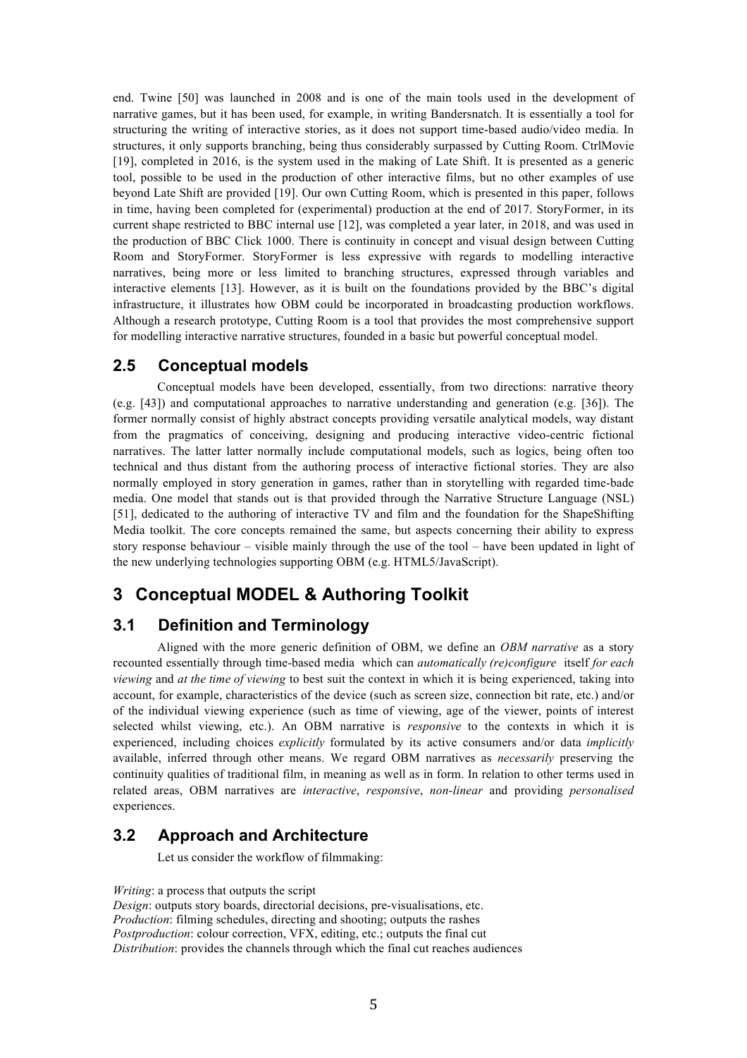end. Twine [50] was launched in 2008 and is one of the main tools used in the development of narrative games, but it has been used, for example, in writing Bandersnatch. It is essentially a tool for structuring the writing of interactive stories, as it does not support time-based audio/video media. In structures, it only supports branching, being thus considerably surpassed by Cutting Room. CtrlMovie [19], completed in 2016, is the system used in the making of Late Shift. It is presented as a generic tool, possible to be used in the production of other interactive films, but no other examples of use beyond Late Shift are provided [19]. Our own Cutting Room, which is presented in this paper, follows in time, having been completed for (experimental) production at the end of 2017. StoryFormer, in its current shape restricted to BBC internal use [12], was completed a year later, in 2018, and was used in the production of BBC Click 1000. There is continuity in concept and visual design between Cutting Room and StoryFormer. StoryFormer is less expressive with regards to modelling interactive narratives, being more or less limited to branching structures, expressed through variables and interactive elements [13]. However, as it is built on the foundations provided by the BBC's digital infrastructure, it illustrates how OBM could be incorporated in broadcasting production workflows. Although a research prototype, Cutting Room is a tool that provides the most comprehensive support for modelling interactive narrative structures, founded in a basic but powerful conceptual model.

### 2.5 Conceptual models

Conceptual models have been developed, essentially, from two directions: narrative theory (e.g. [43]) and computational approaches to narrative understanding and generation (e.g. [36]). The former normally consist of highly abstract concepts providing versatile analytical models, way distant from the pragmatics of conceiving, designing and producing interactive video-centric fictional narratives. The latter latter normally include computational models, such as logics, being often too technical and thus distant from the authoring process of interactive fictional stories. They are also normally employed in story generation in games, rather than in storytelling with regarded time-bade media. One model that stands out is that provided through the Narrative Structure Language (NSL) [51], dedicated to the authoring of interactive TV and film and the foundation for the ShapeShifting Media toolkit. The core concepts remained the same, but aspects concerning their ability to express story response behaviour – visible mainly through the use of the tool – have been updated in light of the new underlying technologies supporting OBM (e.g. HTML5/JavaScript).

## 3 Conceptual MODEL & Authoring Toolkit

### 3.1 Definition and Terminology

Aligned with the more generic definition of OBM, we define an *OBM narrative* as a story recounted essentially through time-based media which can *automatically (re)configure* itself *for each viewing* and *at the time of viewing* to best suit the context in which it is being experienced, taking into account, for example, characteristics of the device (such as screen size, connection bit rate, etc.) and/or of the individual viewing experience (such as time of viewing, age of the viewer, points of interest selected whilst viewing, etc.). An OBM narrative is *responsive* to the contexts in which it is experienced, including choices *explicitly* formulated by its active consumers and/or data *implicitly* available, inferred through other means. We regard OBM narratives as *necessarily* preserving the continuity qualities of traditional film, in meaning as well as in form. In relation to other terms used in related areas, OBM narratives are *interactive*, *responsive*, *non-linear* and providing *personalised* experiences.

### 3.2 Approach and Architecture

Let us consider the workflow of filmmaking:

*Writing*: a process that outputs the script
*Design*: outputs story boards, directorial decisions, pre-visualisations, etc.
*Production*: filming schedules, directing and shooting; outputs the rashes
*Postproduction*: colour correction, VFX, editing, etc.; outputs the final cut
*Distribution*: provides the channels through which the final cut reaches audiences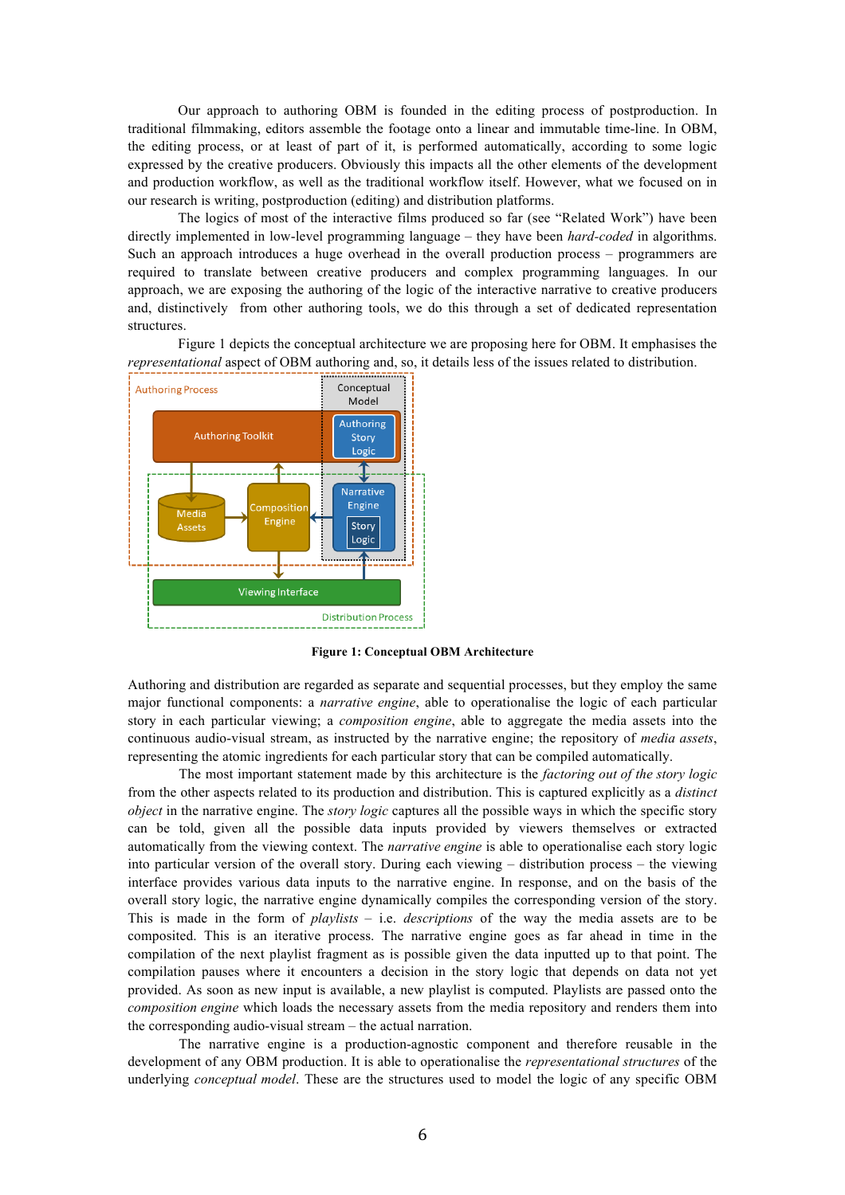Our approach to authoring OBM is founded in the editing process of postproduction. In traditional filmmaking, editors assemble the footage onto a linear and immutable time-line. In OBM, the editing process, or at least of part of it, is performed automatically, according to some logic expressed by the creative producers. Obviously this impacts all the other elements of the development and production workflow, as well as the traditional workflow itself. However, what we focused on in our research is writing, postproduction (editing) and distribution platforms.

The logics of most of the interactive films produced so far (see "Related Work") have been directly implemented in low-level programming language – they have been *hard-coded* in algorithms. Such an approach introduces a huge overhead in the overall production process – programmers are required to translate between creative producers and complex programming languages. In our approach, we are exposing the authoring of the logic of the interactive narrative to creative producers and, distinctively from other authoring tools, we do this through a set of dedicated representation structures.

Figure 1 depicts the conceptual architecture we are proposing here for OBM. It emphasises the *representational* aspect of OBM authoring and, so, it details less of the issues related to distribution.

**Figure 1: Conceptual OBM Architecture**

Authoring and distribution are regarded as separate and sequential processes, but they employ the same major functional components: a *narrative engine*, able to operationalise the logic of each particular story in each particular viewing; a *composition engine*, able to aggregate the media assets into the continuous audio-visual stream, as instructed by the narrative engine; the repository of *media assets*, representing the atomic ingredients for each particular story that can be compiled automatically.

The most important statement made by this architecture is the *factoring out of the story logic* from the other aspects related to its production and distribution. This is captured explicitly as a *distinct object* in the narrative engine. The *story logic* captures all the possible ways in which the specific story can be told, given all the possible data inputs provided by viewers themselves or extracted automatically from the viewing context. The *narrative engine* is able to operationalise each story logic into particular version of the overall story. During each viewing – distribution process – the viewing interface provides various data inputs to the narrative engine. In response, and on the basis of the overall story logic, the narrative engine dynamically compiles the corresponding version of the story. This is made in the form of *playlists* – i.e. *descriptions* of the way the media assets are to be composited. This is an iterative process. The narrative engine goes as far ahead in time in the compilation of the next playlist fragment as is possible given the data inputted up to that point. The compilation pauses where it encounters a decision in the story logic that depends on data not yet provided. As soon as new input is available, a new playlist is computed. Playlists are passed onto the *composition engine* which loads the necessary assets from the media repository and renders them into the corresponding audio-visual stream – the actual narration.

The narrative engine is a production-agnostic component and therefore reusable in the development of any OBM production. It is able to operationalise the *representational structures* of the underlying *conceptual model*. These are the structures used to model the logic of any specific OBM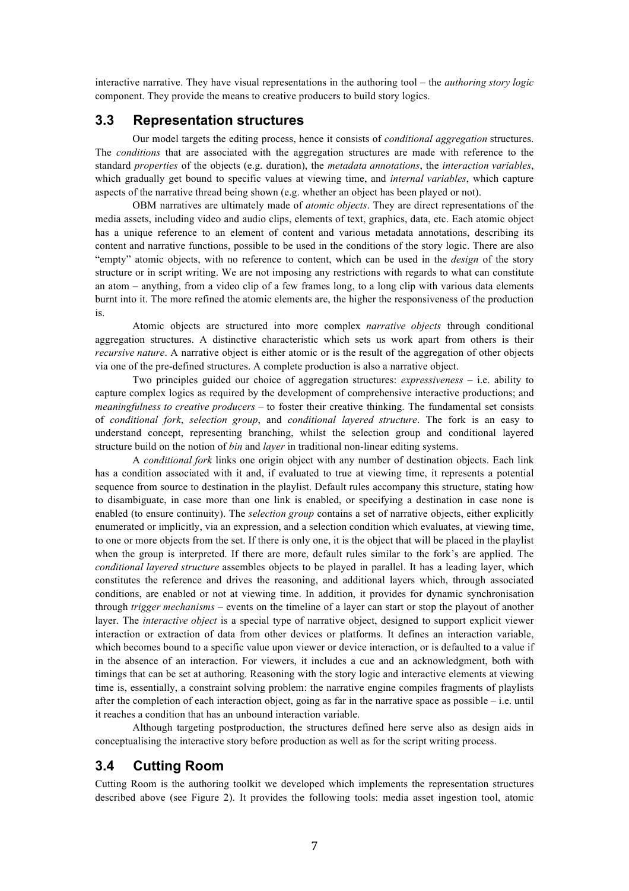interactive narrative. They have visual representations in the authoring tool – the *authoring story logic* component. They provide the means to creative producers to build story logics.

## 3.3 Representation structures

Our model targets the editing process, hence it consists of *conditional aggregation* structures. The *conditions* that are associated with the aggregation structures are made with reference to the standard *properties* of the objects (e.g. duration), the *metadata annotations*, the *interaction variables*, which gradually get bound to specific values at viewing time, and *internal variables*, which capture aspects of the narrative thread being shown (e.g. whether an object has been played or not).

OBM narratives are ultimately made of *atomic objects*. They are direct representations of the media assets, including video and audio clips, elements of text, graphics, data, etc. Each atomic object has a unique reference to an element of content and various metadata annotations, describing its content and narrative functions, possible to be used in the conditions of the story logic. There are also "empty" atomic objects, with no reference to content, which can be used in the *design* of the story structure or in script writing. We are not imposing any restrictions with regards to what can constitute an atom – anything, from a video clip of a few frames long, to a long clip with various data elements burnt into it. The more refined the atomic elements are, the higher the responsiveness of the production is.

Atomic objects are structured into more complex *narrative objects* through conditional aggregation structures. A distinctive characteristic which sets us work apart from others is their *recursive nature*. A narrative object is either atomic or is the result of the aggregation of other objects via one of the pre-defined structures. A complete production is also a narrative object.

Two principles guided our choice of aggregation structures: *expressiveness* – i.e. ability to capture complex logics as required by the development of comprehensive interactive productions; and *meaningfulness to creative producers* – to foster their creative thinking. The fundamental set consists of *conditional fork*, *selection group*, and *conditional layered structure*. The fork is an easy to understand concept, representing branching, whilst the selection group and conditional layered structure build on the notion of *bin* and *layer* in traditional non-linear editing systems.

A *conditional fork* links one origin object with any number of destination objects. Each link has a condition associated with it and, if evaluated to true at viewing time, it represents a potential sequence from source to destination in the playlist. Default rules accompany this structure, stating how to disambiguate, in case more than one link is enabled, or specifying a destination in case none is enabled (to ensure continuity). The *selection group* contains a set of narrative objects, either explicitly enumerated or implicitly, via an expression, and a selection condition which evaluates, at viewing time, to one or more objects from the set. If there is only one, it is the object that will be placed in the playlist when the group is interpreted. If there are more, default rules similar to the fork's are applied. The *conditional layered structure* assembles objects to be played in parallel. It has a leading layer, which constitutes the reference and drives the reasoning, and additional layers which, through associated conditions, are enabled or not at viewing time. In addition, it provides for dynamic synchronisation through *trigger mechanisms* – events on the timeline of a layer can start or stop the playout of another layer. The *interactive object* is a special type of narrative object, designed to support explicit viewer interaction or extraction of data from other devices or platforms. It defines an interaction variable, which becomes bound to a specific value upon viewer or device interaction, or is defaulted to a value if in the absence of an interaction. For viewers, it includes a cue and an acknowledgment, both with timings that can be set at authoring. Reasoning with the story logic and interactive elements at viewing time is, essentially, a constraint solving problem: the narrative engine compiles fragments of playlists after the completion of each interaction object, going as far in the narrative space as possible – i.e. until it reaches a condition that has an unbound interaction variable.

Although targeting postproduction, the structures defined here serve also as design aids in conceptualising the interactive story before production as well as for the script writing process.

## 3.4 Cutting Room

Cutting Room is the authoring toolkit we developed which implements the representation structures described above (see Figure 2). It provides the following tools: media asset ingestion tool, atomic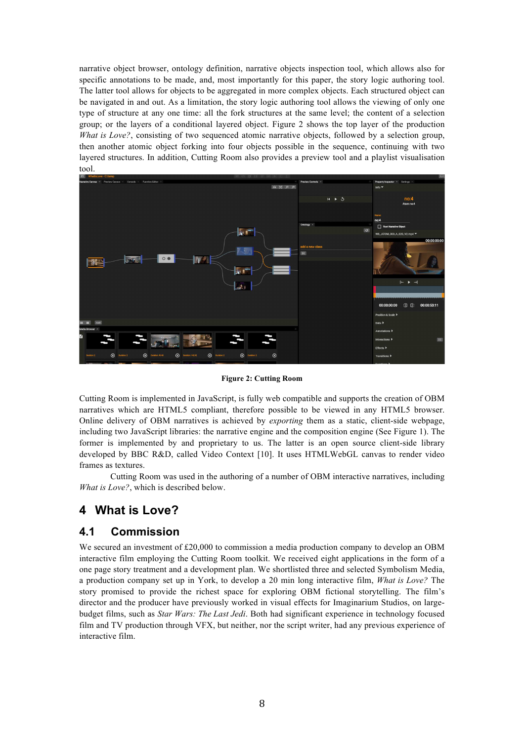narrative object browser, ontology definition, narrative objects inspection tool, which allows also for specific annotations to be made, and, most importantly for this paper, the story logic authoring tool. The latter tool allows for objects to be aggregated in more complex objects. Each structured object can be navigated in and out. As a limitation, the story logic authoring tool allows the viewing of only one type of structure at any one time: all the fork structures at the same level; the content of a selection group; or the layers of a conditional layered object. Figure 2 shows the top layer of the production *What is Love?*, consisting of two sequenced atomic narrative objects, followed by a selection group, then another atomic object forking into four objects possible in the sequence, continuing with two layered structures. In addition, Cutting Room also provides a preview tool and a playlist visualisation tool.

**Figure 2: Cutting Room**

Cutting Room is implemented in JavaScript, is fully web compatible and supports the creation of OBM narratives which are HTML5 compliant, therefore possible to be viewed in any HTML5 browser. Online delivery of OBM narratives is achieved by *exporting* them as a static, client-side webpage, including two JavaScript libraries: the narrative engine and the composition engine (See Figure 1). The former is implemented by and proprietary to us. The latter is an open source client-side library developed by BBC R&D, called Video Context [10]. It uses HTMLWebGL canvas to render video frames as textures.

Cutting Room was used in the authoring of a number of OBM interactive narratives, including *What is Love?*, which is described below.

## 4 What is Love?

### 4.1 Commission

We secured an investment of £20,000 to commission a media production company to develop an OBM interactive film employing the Cutting Room toolkit. We received eight applications in the form of a one page story treatment and a development plan. We shortlisted three and selected Symbolism Media, a production company set up in York, to develop a 20 min long interactive film, *What is Love?* The story promised to provide the richest space for exploring OBM fictional storytelling. The film's director and the producer have previously worked in visual effects for Imaginarium Studios, on large-budget films, such as *Star Wars: The Last Jedi*. Both had significant experience in technology focused film and TV production through VFX, but neither, nor the script writer, had any previous experience of interactive film.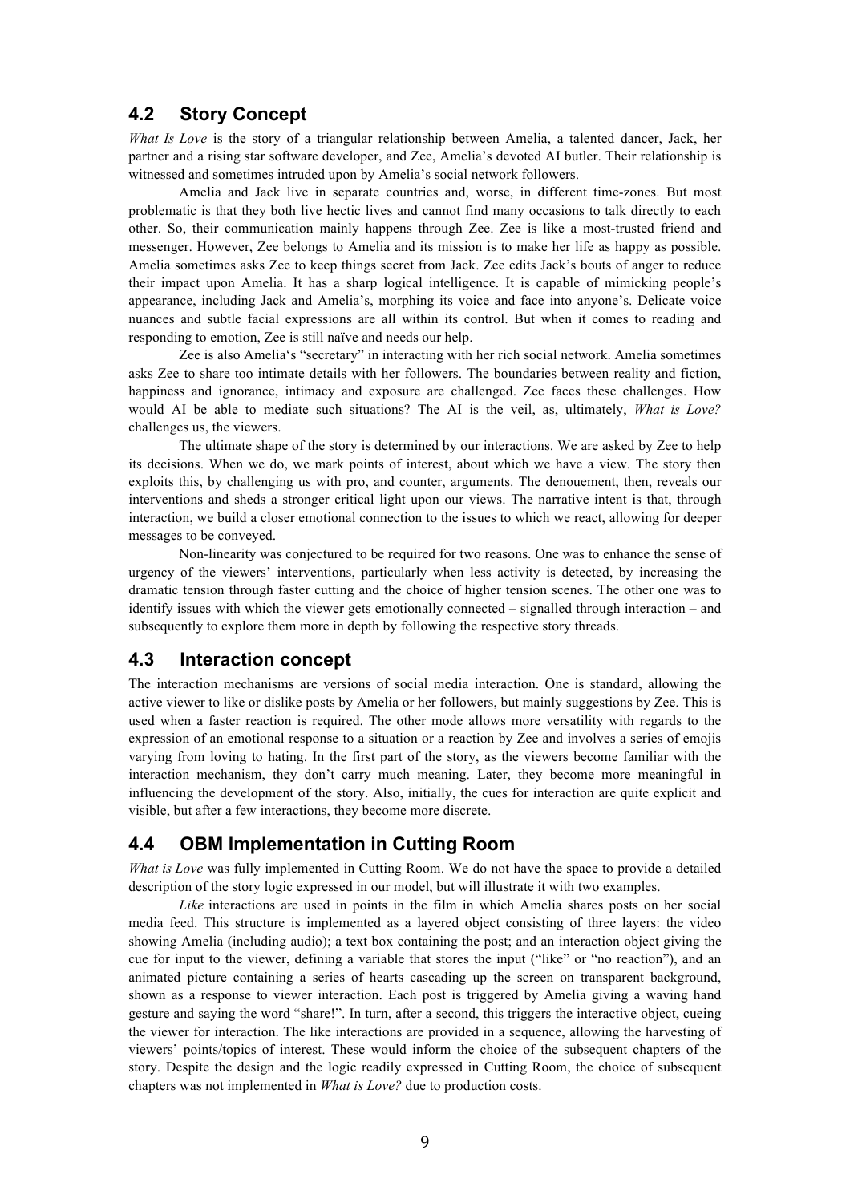## 4.2 Story Concept

*What Is Love* is the story of a triangular relationship between Amelia, a talented dancer, Jack, her partner and a rising star software developer, and Zee, Amelia's devoted AI butler. Their relationship is witnessed and sometimes intruded upon by Amelia's social network followers.

Amelia and Jack live in separate countries and, worse, in different time-zones. But most problematic is that they both live hectic lives and cannot find many occasions to talk directly to each other. So, their communication mainly happens through Zee. Zee is like a most-trusted friend and messenger. However, Zee belongs to Amelia and its mission is to make her life as happy as possible. Amelia sometimes asks Zee to keep things secret from Jack. Zee edits Jack's bouts of anger to reduce their impact upon Amelia. It has a sharp logical intelligence. It is capable of mimicking people's appearance, including Jack and Amelia's, morphing its voice and face into anyone's. Delicate voice nuances and subtle facial expressions are all within its control. But when it comes to reading and responding to emotion, Zee is still naïve and needs our help.

Zee is also Amelia's "secretary" in interacting with her rich social network. Amelia sometimes asks Zee to share too intimate details with her followers. The boundaries between reality and fiction, happiness and ignorance, intimacy and exposure are challenged. Zee faces these challenges. How would AI be able to mediate such situations? The AI is the veil, as, ultimately, *What is Love?* challenges us, the viewers.

The ultimate shape of the story is determined by our interactions. We are asked by Zee to help its decisions. When we do, we mark points of interest, about which we have a view. The story then exploits this, by challenging us with pro, and counter, arguments. The denouement, then, reveals our interventions and sheds a stronger critical light upon our views. The narrative intent is that, through interaction, we build a closer emotional connection to the issues to which we react, allowing for deeper messages to be conveyed.

Non-linearity was conjectured to be required for two reasons. One was to enhance the sense of urgency of the viewers' interventions, particularly when less activity is detected, by increasing the dramatic tension through faster cutting and the choice of higher tension scenes. The other one was to identify issues with which the viewer gets emotionally connected – signalled through interaction – and subsequently to explore them more in depth by following the respective story threads.

## 4.3 Interaction concept

The interaction mechanisms are versions of social media interaction. One is standard, allowing the active viewer to like or dislike posts by Amelia or her followers, but mainly suggestions by Zee. This is used when a faster reaction is required. The other mode allows more versatility with regards to the expression of an emotional response to a situation or a reaction by Zee and involves a series of emojis varying from loving to hating. In the first part of the story, as the viewers become familiar with the interaction mechanism, they don't carry much meaning. Later, they become more meaningful in influencing the development of the story. Also, initially, the cues for interaction are quite explicit and visible, but after a few interactions, they become more discrete.

## 4.4 OBM Implementation in Cutting Room

*What is Love* was fully implemented in Cutting Room. We do not have the space to provide a detailed description of the story logic expressed in our model, but will illustrate it with two examples.

*Like* interactions are used in points in the film in which Amelia shares posts on her social media feed. This structure is implemented as a layered object consisting of three layers: the video showing Amelia (including audio); a text box containing the post; and an interaction object giving the cue for input to the viewer, defining a variable that stores the input ("like" or "no reaction"), and an animated picture containing a series of hearts cascading up the screen on transparent background, shown as a response to viewer interaction. Each post is triggered by Amelia giving a waving hand gesture and saying the word "share!". In turn, after a second, this triggers the interactive object, cueing the viewer for interaction. The like interactions are provided in a sequence, allowing the harvesting of viewers' points/topics of interest. These would inform the choice of the subsequent chapters of the story. Despite the design and the logic readily expressed in Cutting Room, the choice of subsequent chapters was not implemented in *What is Love?* due to production costs.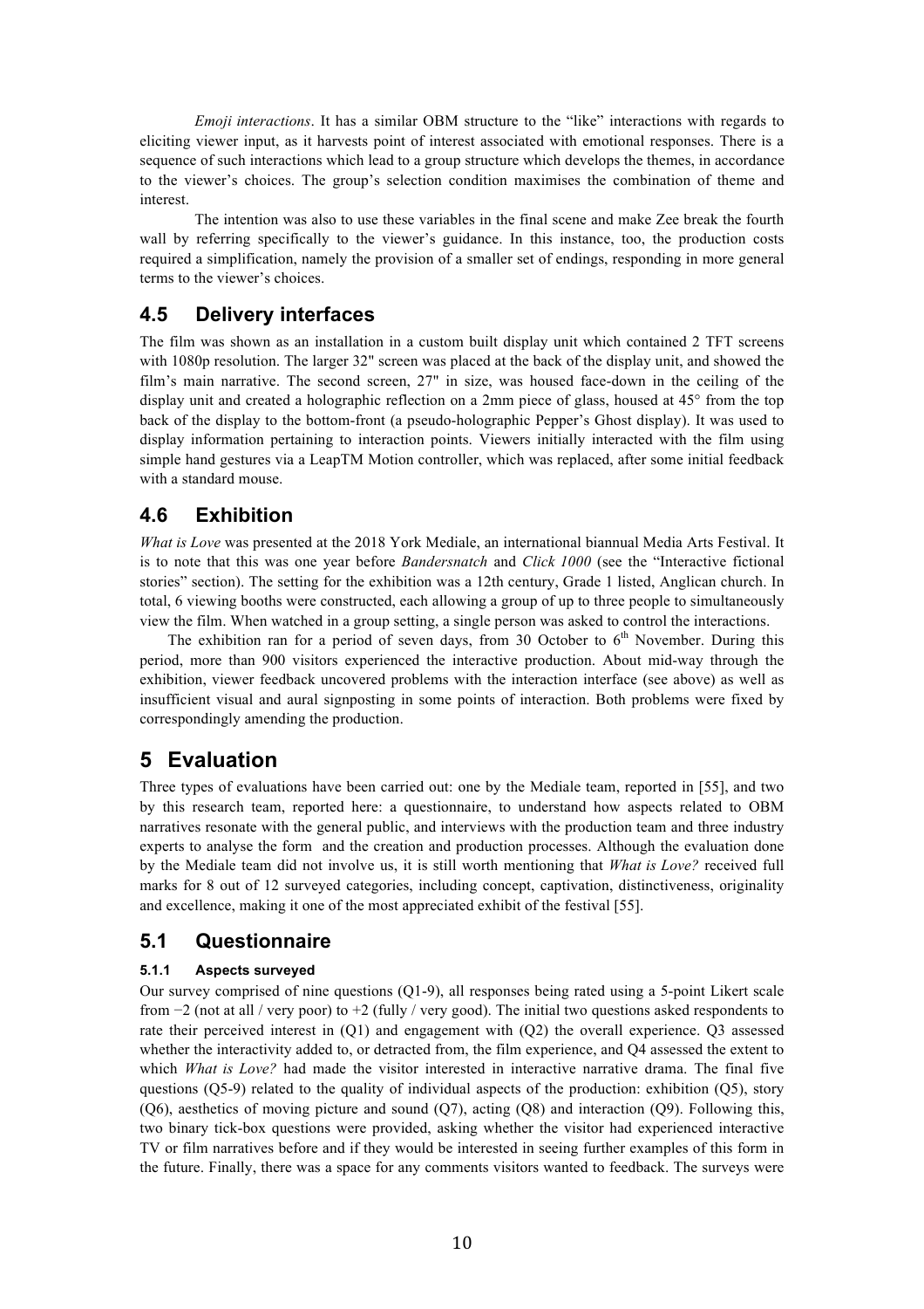*Emoji interactions*. It has a similar OBM structure to the "like" interactions with regards to eliciting viewer input, as it harvests point of interest associated with emotional responses. There is a sequence of such interactions which lead to a group structure which develops the themes, in accordance to the viewer's choices. The group's selection condition maximises the combination of theme and interest.

The intention was also to use these variables in the final scene and make Zee break the fourth wall by referring specifically to the viewer's guidance. In this instance, too, the production costs required a simplification, namely the provision of a smaller set of endings, responding in more general terms to the viewer's choices.

## 4.5 Delivery interfaces

The film was shown as an installation in a custom built display unit which contained 2 TFT screens with 1080p resolution. The larger 32" screen was placed at the back of the display unit, and showed the film's main narrative. The second screen, 27" in size, was housed face-down in the ceiling of the display unit and created a holographic reflection on a 2mm piece of glass, housed at 45° from the top back of the display to the bottom-front (a pseudo-holographic Pepper's Ghost display). It was used to display information pertaining to interaction points. Viewers initially interacted with the film using simple hand gestures via a LeapTM Motion controller, which was replaced, after some initial feedback with a standard mouse.

## 4.6 Exhibition

*What is Love* was presented at the 2018 York Mediale, an international biannual Media Arts Festival. It is to note that this was one year before *Bandersnatch* and *Click 1000* (see the "Interactive fictional stories" section). The setting for the exhibition was a 12th century, Grade 1 listed, Anglican church. In total, 6 viewing booths were constructed, each allowing a group of up to three people to simultaneously view the film. When watched in a group setting, a single person was asked to control the interactions.

The exhibition ran for a period of seven days, from 30 October to 6th November. During this period, more than 900 visitors experienced the interactive production. About mid-way through the exhibition, viewer feedback uncovered problems with the interaction interface (see above) as well as insufficient visual and aural signposting in some points of interaction. Both problems were fixed by correspondingly amending the production.

# 5 Evaluation

Three types of evaluations have been carried out: one by the Mediale team, reported in [55], and two by this research team, reported here: a questionnaire, to understand how aspects related to OBM narratives resonate with the general public, and interviews with the production team and three industry experts to analyse the form and the creation and production processes. Although the evaluation done by the Mediale team did not involve us, it is still worth mentioning that *What is Love?* received full marks for 8 out of 12 surveyed categories, including concept, captivation, distinctiveness, originality and excellence, making it one of the most appreciated exhibit of the festival [55].

## 5.1 Questionnaire

### 5.1.1 Aspects surveyed

Our survey comprised of nine questions (Q1-9), all responses being rated using a 5-point Likert scale from −2 (not at all / very poor) to +2 (fully / very good). The initial two questions asked respondents to rate their perceived interest in (Q1) and engagement with (Q2) the overall experience. Q3 assessed whether the interactivity added to, or detracted from, the film experience, and Q4 assessed the extent to which *What is Love?* had made the visitor interested in interactive narrative drama. The final five questions (Q5-9) related to the quality of individual aspects of the production: exhibition (Q5), story (Q6), aesthetics of moving picture and sound (Q7), acting (Q8) and interaction (Q9). Following this, two binary tick-box questions were provided, asking whether the visitor had experienced interactive TV or film narratives before and if they would be interested in seeing further examples of this form in the future. Finally, there was a space for any comments visitors wanted to feedback. The surveys were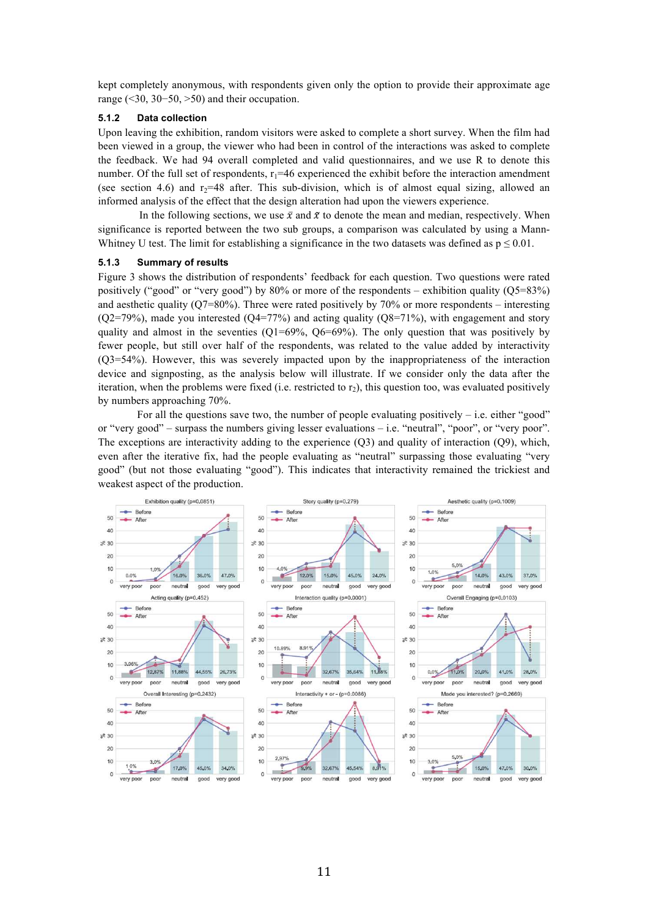kept completely anonymous, with respondents given only the option to provide their approximate age range (<30, 30−50, >50) and their occupation.

### 5.1.2 Data collection

Upon leaving the exhibition, random visitors were asked to complete a short survey. When the film had been viewed in a group, the viewer who had been in control of the interactions was asked to complete the feedback. We had 94 overall completed and valid questionnaires, and we use R to denote this number. Of the full set of respondents, $r_1$=46 experienced the exhibit before the interaction amendment (see section 4.6) and $r_2$=48 after. This sub-division, which is of almost equal sizing, allowed an informed analysis of the effect that the design alteration had upon the viewers experience.

In the following sections, we use $\bar{x}$ and $\tilde{x}$ to denote the mean and median, respectively. When significance is reported between the two sub groups, a comparison was calculated by using a Mann-Whitney U test. The limit for establishing a significance in the two datasets was defined as $p \leq 0.01$.

### 5.1.3 Summary of results

Figure 3 shows the distribution of respondents' feedback for each question. Two questions were rated positively ("good" or "very good") by 80% or more of the respondents – exhibition quality (Q5=83%) and aesthetic quality (Q7=80%). Three were rated positively by 70% or more respondents – interesting (Q2=79%), made you interested (Q4=77%) and acting quality (Q8=71%), with engagement and story quality and almost in the seventies (Q1=69%, Q6=69%). The only question that was positively by fewer people, but still over half of the respondents, was related to the value added by interactivity (Q3=54%). However, this was severely impacted upon by the inappropriateness of the interaction device and signposting, as the analysis below will illustrate. If we consider only the data after the iteration, when the problems were fixed (i.e. restricted to $r_2$), this question too, was evaluated positively by numbers approaching 70%.

For all the questions save two, the number of people evaluating positively – i.e. either "good" or "very good" – surpass the numbers giving lesser evaluations – i.e. "neutral", "poor", or "very poor". The exceptions are interactivity adding to the experience (Q3) and quality of interaction (Q9), which, even after the iterative fix, had the people evaluating as "neutral" surpassing those evaluating "very good" (but not those evaluating "good"). This indicates that interactivity remained the trickiest and weakest aspect of the production.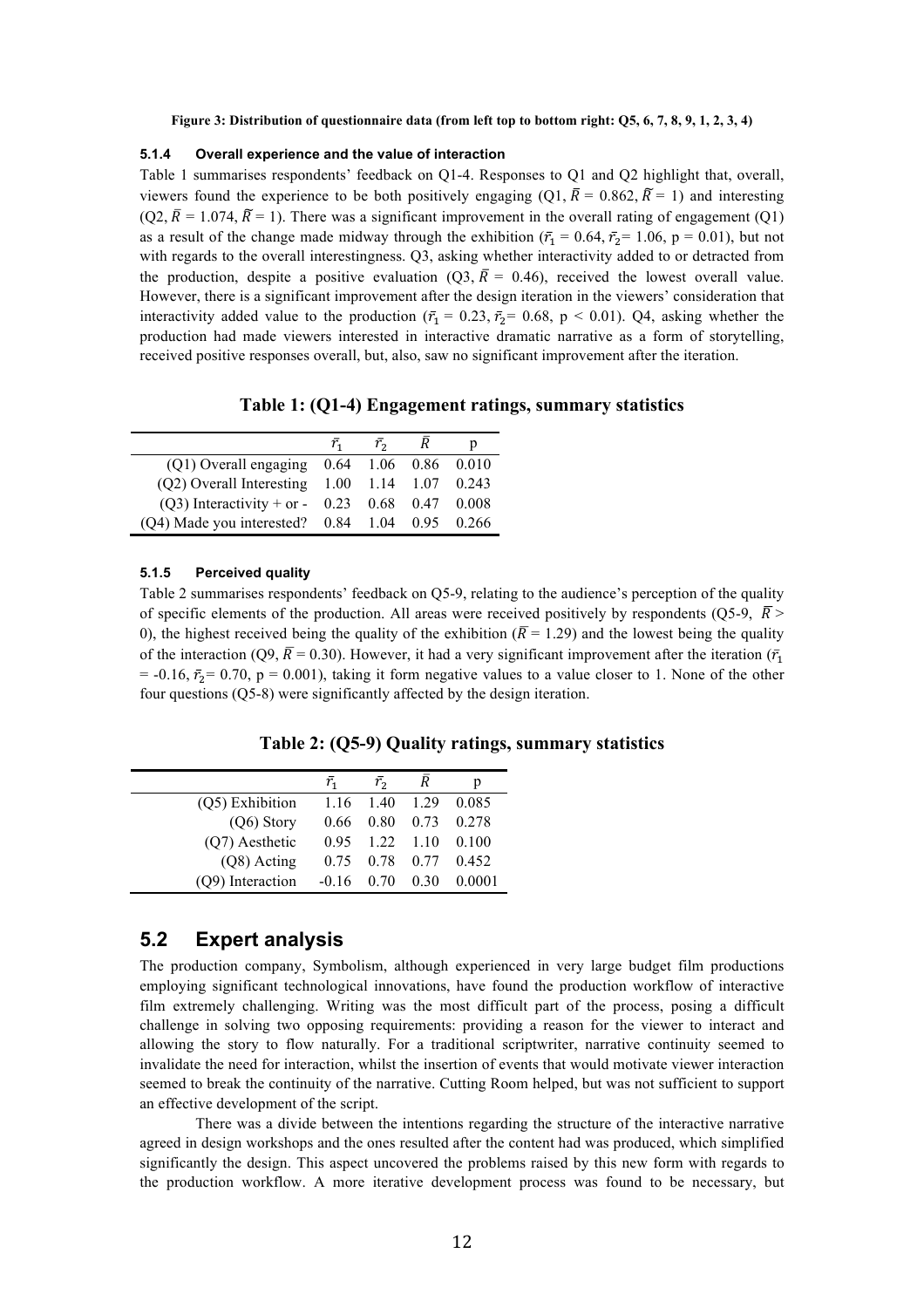**Figure 3: Distribution of questionnaire data (from left top to bottom right: Q5, 6, 7, 8, 9, 1, 2, 3, 4)**

#### 5.1.4 Overall experience and the value of interaction

Table 1 summarises respondents' feedback on Q1-4. Responses to Q1 and Q2 highlight that, overall, viewers found the experience to be both positively engaging (Q1, $\bar{R}$ = 0.862, $\tilde{R}$ = 1) and interesting (Q2, $\bar{R}$ = 1.074, $\tilde{R}$ = 1). There was a significant improvement in the overall rating of engagement (Q1) as a result of the change made midway through the exhibition ($\bar{r}_1$ = 0.64, $\bar{r}_2$= 1.06, p = 0.01), but not with regards to the overall interestingness. Q3, asking whether interactivity added to or detracted from the production, despite a positive evaluation (Q3, $\bar{R}$ = 0.46), received the lowest overall value. However, there is a significant improvement after the design iteration in the viewers' consideration that interactivity added value to the production ($\bar{r}_1$ = 0.23, $\bar{r}_2$= 0.68, p < 0.01). Q4, asking whether the production had made viewers interested in interactive dramatic narrative as a form of storytelling, received positive responses overall, but, also, saw no significant improvement after the iteration.

**Table 1: (Q1-4) Engagement ratings, summary statistics**

| | $\bar{r}_1$ | $\bar{r}_2$ | $\bar{R}$ | p |
|---|---|---|---|---|
| (Q1) Overall engaging | 0.64 | 1.06 | 0.86 | 0.010 |
| (Q2) Overall Interesting | 1.00 | 1.14 | 1.07 | 0.243 |
| (Q3) Interactivity + or - | 0.23 | 0.68 | 0.47 | 0.008 |
| (Q4) Made you interested? | 0.84 | 1.04 | 0.95 | 0.266 |

#### 5.1.5 Perceived quality

Table 2 summarises respondents' feedback on Q5-9, relating to the audience's perception of the quality of specific elements of the production. All areas were received positively by respondents (Q5-9, $\bar{R}$ > 0), the highest received being the quality of the exhibition ($\bar{R}$ = 1.29) and the lowest being the quality of the interaction (Q9, $\bar{R}$ = 0.30). However, it had a very significant improvement after the iteration ($\bar{r}_1$ = -0.16, $\bar{r}_2$= 0.70, p = 0.001), taking it form negative values to a value closer to 1. None of the other four questions (Q5-8) were significantly affected by the design iteration.

**Table 2: (Q5-9) Quality ratings, summary statistics**

| | $\bar{r}_1$ | $\bar{r}_2$ | $\bar{R}$ | p |
|---|---|---|---|---|
| (Q5) Exhibition | 1.16 | 1.40 | 1.29 | 0.085 |
| (Q6) Story | 0.66 | 0.80 | 0.73 | 0.278 |
| (Q7) Aesthetic | 0.95 | 1.22 | 1.10 | 0.100 |
| (Q8) Acting | 0.75 | 0.78 | 0.77 | 0.452 |
| (Q9) Interaction | -0.16 | 0.70 | 0.30 | 0.0001 |

## 5.2 Expert analysis

The production company, Symbolism, although experienced in very large budget film productions employing significant technological innovations, have found the production workflow of interactive film extremely challenging. Writing was the most difficult part of the process, posing a difficult challenge in solving two opposing requirements: providing a reason for the viewer to interact and allowing the story to flow naturally. For a traditional scriptwriter, narrative continuity seemed to invalidate the need for interaction, whilst the insertion of events that would motivate viewer interaction seemed to break the continuity of the narrative. Cutting Room helped, but was not sufficient to support an effective development of the script.

There was a divide between the intentions regarding the structure of the interactive narrative agreed in design workshops and the ones resulted after the content had was produced, which simplified significantly the design. This aspect uncovered the problems raised by this new form with regards to the production workflow. A more iterative development process was found to be necessary, but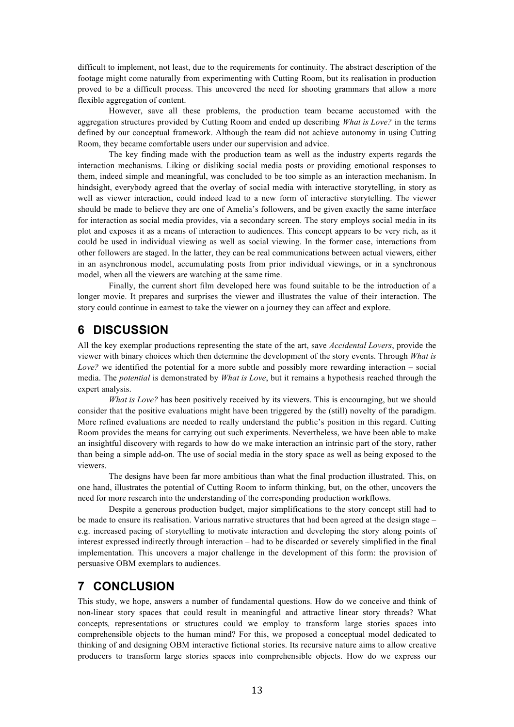difficult to implement, not least, due to the requirements for continuity. The abstract description of the footage might come naturally from experimenting with Cutting Room, but its realisation in production proved to be a difficult process. This uncovered the need for shooting grammars that allow a more flexible aggregation of content.

However, save all these problems, the production team became accustomed with the aggregation structures provided by Cutting Room and ended up describing *What is Love?* in the terms defined by our conceptual framework. Although the team did not achieve autonomy in using Cutting Room, they became comfortable users under our supervision and advice.

The key finding made with the production team as well as the industry experts regards the interaction mechanisms. Liking or disliking social media posts or providing emotional responses to them, indeed simple and meaningful, was concluded to be too simple as an interaction mechanism. In hindsight, everybody agreed that the overlay of social media with interactive storytelling, in story as well as viewer interaction, could indeed lead to a new form of interactive storytelling. The viewer should be made to believe they are one of Amelia's followers, and be given exactly the same interface for interaction as social media provides, via a secondary screen. The story employs social media in its plot and exposes it as a means of interaction to audiences. This concept appears to be very rich, as it could be used in individual viewing as well as social viewing. In the former case, interactions from other followers are staged. In the latter, they can be real communications between actual viewers, either in an asynchronous model, accumulating posts from prior individual viewings, or in a synchronous model, when all the viewers are watching at the same time.

Finally, the current short film developed here was found suitable to be the introduction of a longer movie. It prepares and surprises the viewer and illustrates the value of their interaction. The story could continue in earnest to take the viewer on a journey they can affect and explore.

## 6 DISCUSSION

All the key exemplar productions representing the state of the art, save *Accidental Lovers*, provide the viewer with binary choices which then determine the development of the story events. Through *What is Love?* we identified the potential for a more subtle and possibly more rewarding interaction – social media. The *potential* is demonstrated by *What is Love*, but it remains a hypothesis reached through the expert analysis.

*What is Love?* has been positively received by its viewers. This is encouraging, but we should consider that the positive evaluations might have been triggered by the (still) novelty of the paradigm. More refined evaluations are needed to really understand the public's position in this regard. Cutting Room provides the means for carrying out such experiments. Nevertheless, we have been able to make an insightful discovery with regards to how do we make interaction an intrinsic part of the story, rather than being a simple add-on. The use of social media in the story space as well as being exposed to the viewers.

The designs have been far more ambitious than what the final production illustrated. This, on one hand, illustrates the potential of Cutting Room to inform thinking, but, on the other, uncovers the need for more research into the understanding of the corresponding production workflows.

Despite a generous production budget, major simplifications to the story concept still had to be made to ensure its realisation. Various narrative structures that had been agreed at the design stage – e.g. increased pacing of storytelling to motivate interaction and developing the story along points of interest expressed indirectly through interaction – had to be discarded or severely simplified in the final implementation. This uncovers a major challenge in the development of this form: the provision of persuasive OBM exemplars to audiences.

## 7 CONCLUSION

This study, we hope, answers a number of fundamental questions. How do we conceive and think of non-linear story spaces that could result in meaningful and attractive linear story threads? What concepts, representations or structures could we employ to transform large stories spaces into comprehensible objects to the human mind? For this, we proposed a conceptual model dedicated to thinking of and designing OBM interactive fictional stories. Its recursive nature aims to allow creative producers to transform large stories spaces into comprehensible objects. How do we express our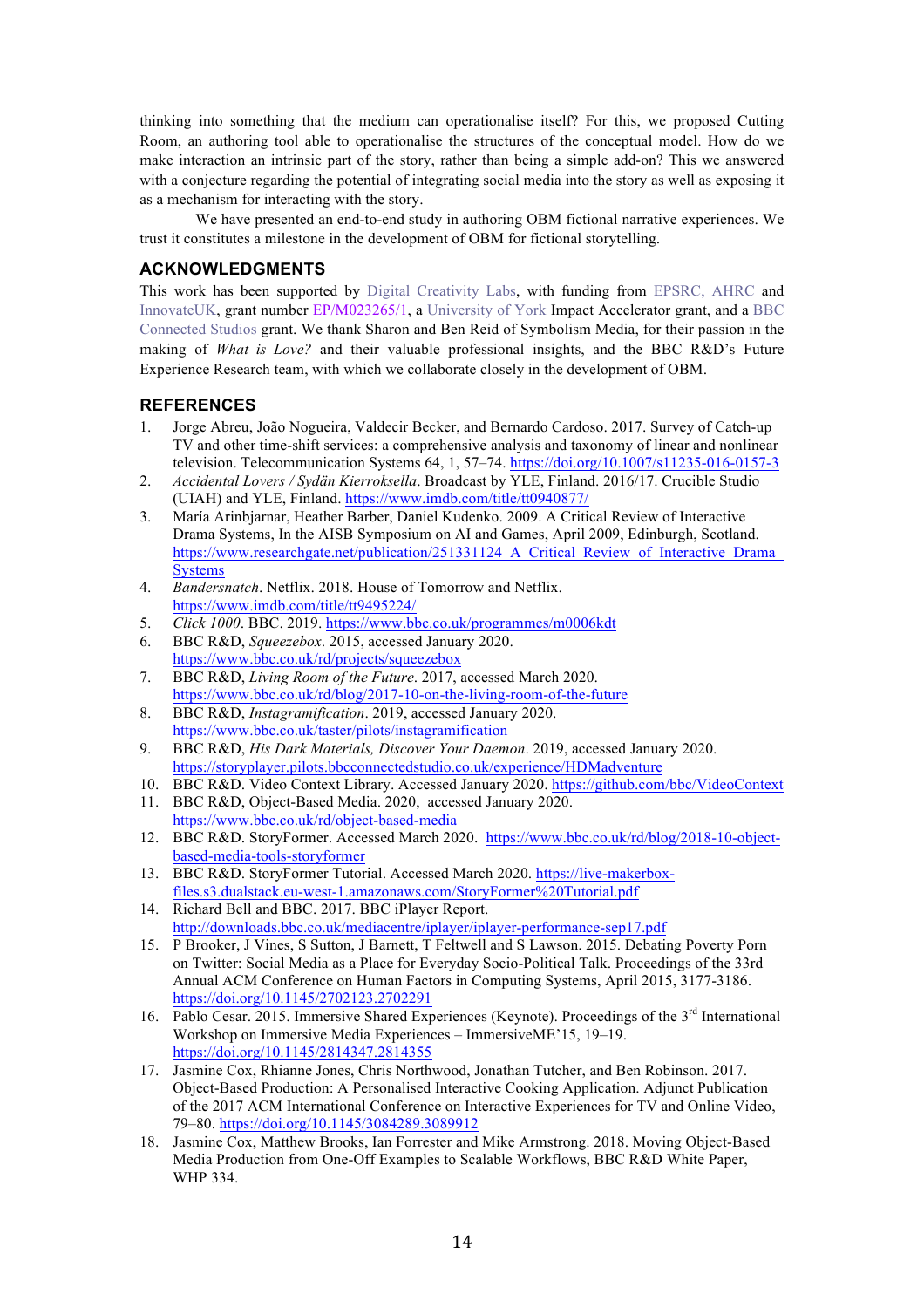thinking into something that the medium can operationalise itself? For this, we proposed Cutting Room, an authoring tool able to operationalise the structures of the conceptual model. How do we make interaction an intrinsic part of the story, rather than being a simple add-on? This we answered with a conjecture regarding the potential of integrating social media into the story as well as exposing it as a mechanism for interacting with the story.

We have presented an end-to-end study in authoring OBM fictional narrative experiences. We trust it constitutes a milestone in the development of OBM for fictional storytelling.

## ACKNOWLEDGMENTS

This work has been supported by Digital Creativity Labs, with funding from EPSRC, AHRC and InnovateUK, grant number EP/M023265/1, a University of York Impact Accelerator grant, and a BBC Connected Studios grant. We thank Sharon and Ben Reid of Symbolism Media, for their passion in the making of *What is Love?* and their valuable professional insights, and the BBC R&D's Future Experience Research team, with which we collaborate closely in the development of OBM.

## REFERENCES

1. Jorge Abreu, João Nogueira, Valdecir Becker, and Bernardo Cardoso. 2017. Survey of Catch-up TV and other time-shift services: a comprehensive analysis and taxonomy of linear and nonlinear television. Telecommunication Systems 64, 1, 57–74. https://doi.org/10.1007/s11235-016-0157-3
2. *Accidental Lovers / Sydän Kierroksella*. Broadcast by YLE, Finland. 2016/17. Crucible Studio (UIAH) and YLE, Finland. https://www.imdb.com/title/tt0940877/
3. María Arinbjarnar, Heather Barber, Daniel Kudenko. 2009. A Critical Review of Interactive Drama Systems, In the AISB Symposium on AI and Games, April 2009, Edinburgh, Scotland. https://www.researchgate.net/publication/251331124_A_Critical_Review_of_Interactive_Drama_Systems
4. *Bandersnatch*. Netflix. 2018. House of Tomorrow and Netflix. https://www.imdb.com/title/tt9495224/
5. *Click 1000*. BBC. 2019. https://www.bbc.co.uk/programmes/m0006kdt
6. BBC R&D, *Squeezebox*. 2015, accessed January 2020. https://www.bbc.co.uk/rd/projects/squeezebox
7. BBC R&D, *Living Room of the Future*. 2017, accessed March 2020. https://www.bbc.co.uk/rd/blog/2017-10-on-the-living-room-of-the-future
8. BBC R&D, *Instagramification*. 2019, accessed January 2020. https://www.bbc.co.uk/taster/pilots/instagramification
9. BBC R&D, *His Dark Materials, Discover Your Daemon*. 2019, accessed January 2020. https://storyplayer.pilots.bbcconnectedstudio.co.uk/experience/HDMadventure
10. BBC R&D. Video Context Library. Accessed January 2020. https://github.com/bbc/VideoContext
11. BBC R&D, Object-Based Media. 2020, accessed January 2020. https://www.bbc.co.uk/rd/object-based-media
12. BBC R&D. StoryFormer. Accessed March 2020. https://www.bbc.co.uk/rd/blog/2018-10-object-based-media-tools-storyformer
13. BBC R&D. StoryFormer Tutorial. Accessed March 2020. https://live-makerbox-files.s3.dualstack.eu-west-1.amazonaws.com/StoryFormer%20Tutorial.pdf
14. Richard Bell and BBC. 2017. BBC iPlayer Report. http://downloads.bbc.co.uk/mediacentre/iplayer/iplayer-performance-sep17.pdf
15. P Brooker, J Vines, S Sutton, J Barnett, T Feltwell and S Lawson. 2015. Debating Poverty Porn on Twitter: Social Media as a Place for Everyday Socio-Political Talk. Proceedings of the 33rd Annual ACM Conference on Human Factors in Computing Systems, April 2015, 3177-3186. https://doi.org/10.1145/2702123.2702291
16. Pablo Cesar. 2015. Immersive Shared Experiences (Keynote). Proceedings of the 3rd International Workshop on Immersive Media Experiences – ImmersiveME'15, 19–19. https://doi.org/10.1145/2814347.2814355
17. Jasmine Cox, Rhianne Jones, Chris Northwood, Jonathan Tutcher, and Ben Robinson. 2017. Object-Based Production: A Personalised Interactive Cooking Application. Adjunct Publication of the 2017 ACM International Conference on Interactive Experiences for TV and Online Video, 79–80. https://doi.org/10.1145/3084289.3089912
18. Jasmine Cox, Matthew Brooks, Ian Forrester and Mike Armstrong. 2018. Moving Object-Based Media Production from One-Off Examples to Scalable Workflows, BBC R&D White Paper, WHP 334.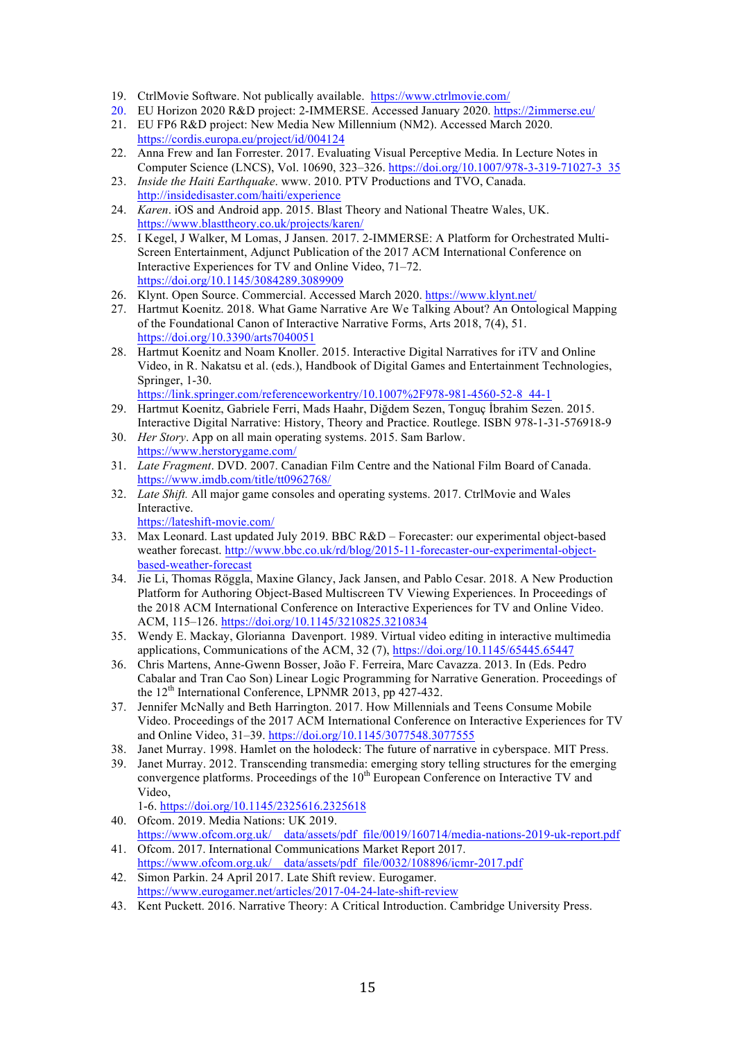19. CtrlMovie Software. Not publically available. https://www.ctrlmovie.com/
20. EU Horizon 2020 R&D project: 2-IMMERSE. Accessed January 2020. https://2immerse.eu/
21. EU FP6 R&D project: New Media New Millennium (NM2). Accessed March 2020. https://cordis.europa.eu/project/id/004124
22. Anna Frew and Ian Forrester. 2017. Evaluating Visual Perceptive Media. In Lecture Notes in Computer Science (LNCS), Vol. 10690, 323–326. https://doi.org/10.1007/978-3-319-71027-3_35
23. *Inside the Haiti Earthquake*. www. 2010. PTV Productions and TVO, Canada. http://insidedisaster.com/haiti/experience
24. *Karen*. iOS and Android app. 2015. Blast Theory and National Theatre Wales, UK. https://www.blasttheory.co.uk/projects/karen/
25. I Kegel, J Walker, M Lomas, J Jansen. 2017. 2-IMMERSE: A Platform for Orchestrated Multi-Screen Entertainment, Adjunct Publication of the 2017 ACM International Conference on Interactive Experiences for TV and Online Video, 71–72. https://doi.org/10.1145/3084289.3089909
26. Klynt. Open Source. Commercial. Accessed March 2020. https://www.klynt.net/
27. Hartmut Koenitz. 2018. What Game Narrative Are We Talking About? An Ontological Mapping of the Foundational Canon of Interactive Narrative Forms, Arts 2018, 7(4), 51. https://doi.org/10.3390/arts7040051
28. Hartmut Koenitz and Noam Knoller. 2015. Interactive Digital Narratives for iTV and Online Video, in R. Nakatsu et al. (eds.), Handbook of Digital Games and Entertainment Technologies, Springer, 1-30. https://link.springer.com/referenceworkentry/10.1007%2F978-981-4560-52-8_44-1
29. Hartmut Koenitz, Gabriele Ferri, Mads Haahr, Diğdem Sezen, Tonguç İbrahim Sezen. 2015. Interactive Digital Narrative: History, Theory and Practice. Routlege. ISBN 978-1-31-576918-9
30. *Her Story*. App on all main operating systems. 2015. Sam Barlow. https://www.herstorygame.com/
31. *Late Fragment*. DVD. 2007. Canadian Film Centre and the National Film Board of Canada. https://www.imdb.com/title/tt0962768/
32. *Late Shift.* All major game consoles and operating systems. 2017. CtrlMovie and Wales Interactive. https://lateshift-movie.com/
33. Max Leonard. Last updated July 2019. BBC R&D – Forecaster: our experimental object-based weather forecast. http://www.bbc.co.uk/rd/blog/2015-11-forecaster-our-experimental-object-based-weather-forecast
34. Jie Li, Thomas Röggla, Maxine Glancy, Jack Jansen, and Pablo Cesar. 2018. A New Production Platform for Authoring Object-Based Multiscreen TV Viewing Experiences. In Proceedings of the 2018 ACM International Conference on Interactive Experiences for TV and Online Video. ACM, 115–126. https://doi.org/10.1145/3210825.3210834
35. Wendy E. Mackay, Glorianna Davenport. 1989. Virtual video editing in interactive multimedia applications, Communications of the ACM, 32 (7), https://doi.org/10.1145/65445.65447
36. Chris Martens, Anne-Gwenn Bosser, João F. Ferreira, Marc Cavazza. 2013. In (Eds. Pedro Cabalar and Tran Cao Son) Linear Logic Programming for Narrative Generation. Proceedings of the 12th International Conference, LPNMR 2013, pp 427-432.
37. Jennifer McNally and Beth Harrington. 2017. How Millennials and Teens Consume Mobile Video. Proceedings of the 2017 ACM International Conference on Interactive Experiences for TV and Online Video, 31–39. https://doi.org/10.1145/3077548.3077555
38. Janet Murray. 1998. Hamlet on the holodeck: The future of narrative in cyberspace. MIT Press.
39. Janet Murray. 2012. Transcending transmedia: emerging story telling structures for the emerging convergence platforms. Proceedings of the 10th European Conference on Interactive TV and Video, 1-6. https://doi.org/10.1145/2325616.2325618
40. Ofcom. 2019. Media Nations: UK 2019. https://www.ofcom.org.uk/__data/assets/pdf_file/0019/160714/media-nations-2019-uk-report.pdf
41. Ofcom. 2017. International Communications Market Report 2017. https://www.ofcom.org.uk/__data/assets/pdf_file/0032/108896/icmr-2017.pdf
42. Simon Parkin. 24 April 2017. Late Shift review. Eurogamer. https://www.eurogamer.net/articles/2017-04-24-late-shift-review
43. Kent Puckett. 2016. Narrative Theory: A Critical Introduction. Cambridge University Press.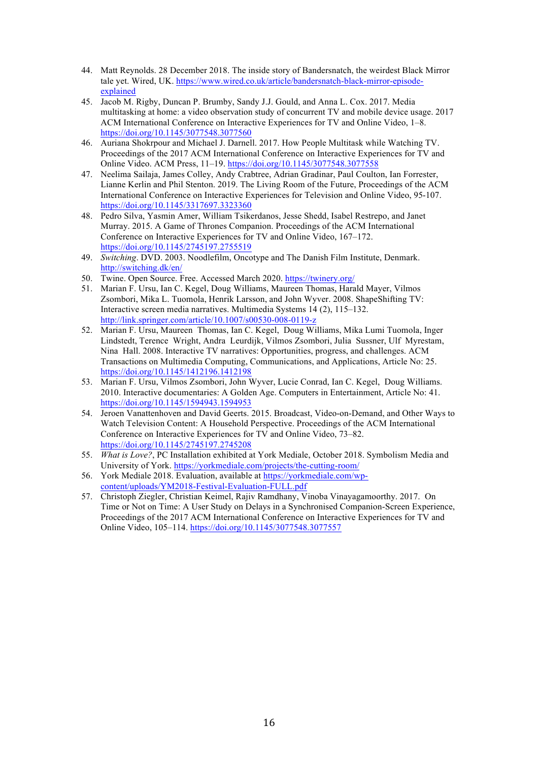44. Matt Reynolds. 28 December 2018. The inside story of Bandersnatch, the weirdest Black Mirror tale yet. Wired, UK. https://www.wired.co.uk/article/bandersnatch-black-mirror-episode-explained
45. Jacob M. Rigby, Duncan P. Brumby, Sandy J.J. Gould, and Anna L. Cox. 2017. Media multitasking at home: a video observation study of concurrent TV and mobile device usage. 2017 ACM International Conference on Interactive Experiences for TV and Online Video, 1–8. https://doi.org/10.1145/3077548.3077560
46. Auriana Shokrpour and Michael J. Darnell. 2017. How People Multitask while Watching TV. Proceedings of the 2017 ACM International Conference on Interactive Experiences for TV and Online Video. ACM Press, 11–19. https://doi.org/10.1145/3077548.3077558
47. Neelima Sailaja, James Colley, Andy Crabtree, Adrian Gradinar, Paul Coulton, Ian Forrester, Lianne Kerlin and Phil Stenton. 2019. The Living Room of the Future, Proceedings of the ACM International Conference on Interactive Experiences for Television and Online Video, 95-107. https://doi.org/10.1145/3317697.3323360
48. Pedro Silva, Yasmin Amer, William Tsikerdanos, Jesse Shedd, Isabel Restrepo, and Janet Murray. 2015. A Game of Thrones Companion. Proceedings of the ACM International Conference on Interactive Experiences for TV and Online Video, 167–172. https://doi.org/10.1145/2745197.2755519
49. *Switching*. DVD. 2003. Noodlefilm, Oncotype and The Danish Film Institute, Denmark. http://switching.dk/en/
50. Twine. Open Source. Free. Accessed March 2020. https://twinery.org/
51. Marian F. Ursu, Ian C. Kegel, Doug Williams, Maureen Thomas, Harald Mayer, Vilmos Zsombori, Mika L. Tuomola, Henrik Larsson, and John Wyver. 2008. ShapeShifting TV: Interactive screen media narratives. Multimedia Systems 14 (2), 115–132. http://link.springer.com/article/10.1007/s00530-008-0119-z
52. Marian F. Ursu, Maureen Thomas, Ian C. Kegel, Doug Williams, Mika Lumi Tuomola, Inger Lindstedt, Terence Wright, Andra Leurdijk, Vilmos Zsombori, Julia Sussner, Ulf Myrestam, Nina Hall. 2008. Interactive TV narratives: Opportunities, progress, and challenges. ACM Transactions on Multimedia Computing, Communications, and Applications, Article No: 25. https://doi.org/10.1145/1412196.1412198
53. Marian F. Ursu, Vilmos Zsombori, John Wyver, Lucie Conrad, Ian C. Kegel, Doug Williams. 2010. Interactive documentaries: A Golden Age. Computers in Entertainment, Article No: 41. https://doi.org/10.1145/1594943.1594953
54. Jeroen Vanattenhoven and David Geerts. 2015. Broadcast, Video-on-Demand, and Other Ways to Watch Television Content: A Household Perspective. Proceedings of the ACM International Conference on Interactive Experiences for TV and Online Video, 73–82. https://doi.org/10.1145/2745197.2745208
55. *What is Love?*, PC Installation exhibited at York Mediale, October 2018. Symbolism Media and University of York. https://yorkmediale.com/projects/the-cutting-room/
56. York Mediale 2018. Evaluation, available at https://yorkmediale.com/wp-content/uploads/YM2018-Festival-Evaluation-FULL.pdf
57. Christoph Ziegler, Christian Keimel, Rajiv Ramdhany, Vinoba Vinayagamoorthy. 2017. On Time or Not on Time: A User Study on Delays in a Synchronised Companion-Screen Experience, Proceedings of the 2017 ACM International Conference on Interactive Experiences for TV and Online Video, 105–114. https://doi.org/10.1145/3077548.3077557